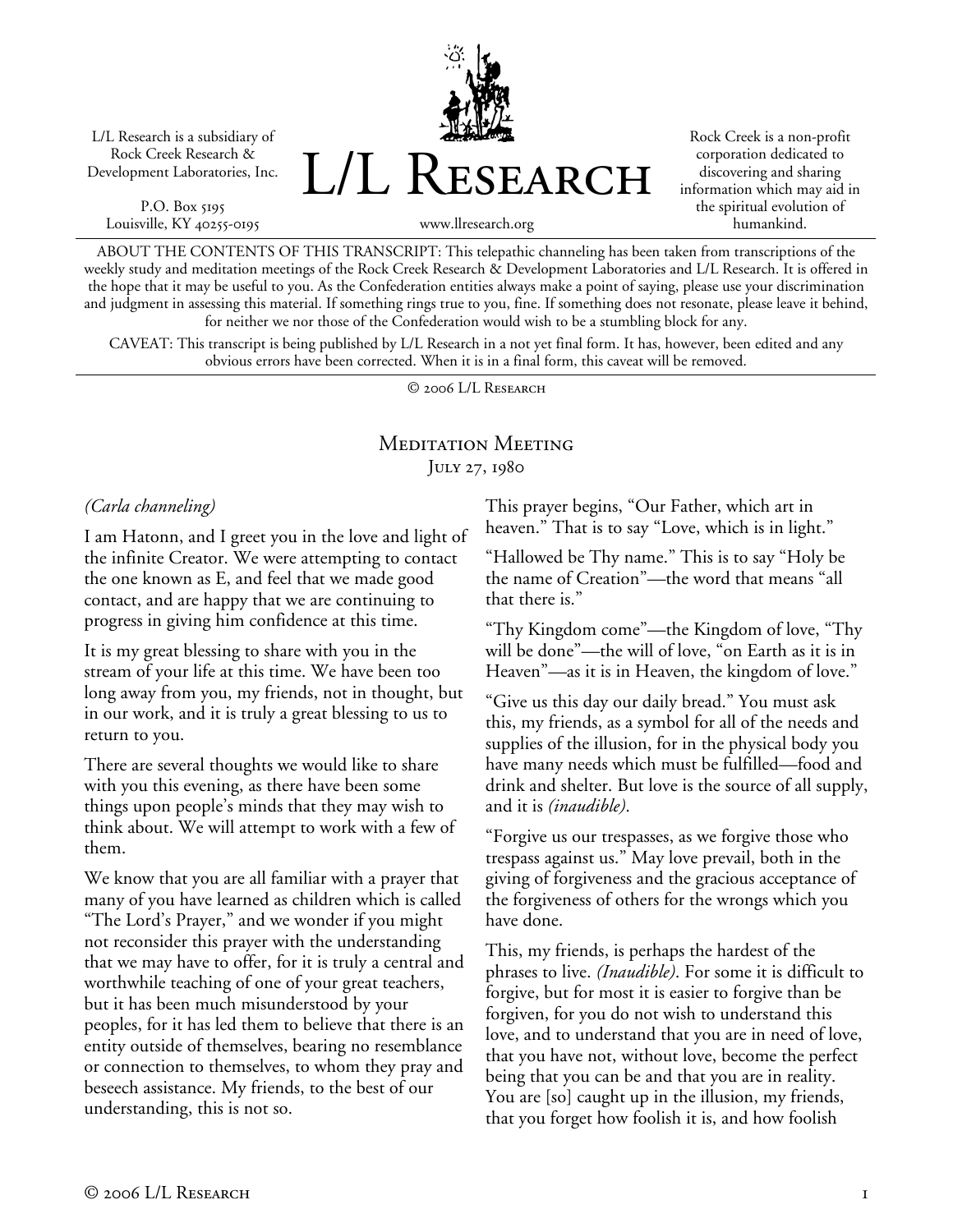L/L Research is a subsidiary of Rock Creek Research & Development Laboratories, Inc.

P.O. Box 5195
Louisville, KY 40255-0195

# L/L Research

www.llresearch.org

Rock Creek is a non-profit corporation dedicated to discovering and sharing information which may aid in the spiritual evolution of humankind.

ABOUT THE CONTENTS OF THIS TRANSCRIPT: This telepathic channeling has been taken from transcriptions of the weekly study and meditation meetings of the Rock Creek Research & Development Laboratories and L/L Research. It is offered in the hope that it may be useful to you. As the Confederation entities always make a point of saying, please use your discrimination and judgment in assessing this material. If something rings true to you, fine. If something does not resonate, please leave it behind, for neither we nor those of the Confederation would wish to be a stumbling block for any.

CAVEAT: This transcript is being published by L/L Research in a not yet final form. It has, however, been edited and any obvious errors have been corrected. When it is in a final form, this caveat will be removed.

© 2006 L/L Research

## Meditation Meeting
### July 27, 1980

*(Carla channeling)*

I am Hatonn, and I greet you in the love and light of the infinite Creator. We were attempting to contact the one known as E, and feel that we made good contact, and are happy that we are continuing to progress in giving him confidence at this time.

It is my great blessing to share with you in the stream of your life at this time. We have been too long away from you, my friends, not in thought, but in our work, and it is truly a great blessing to us to return to you.

There are several thoughts we would like to share with you this evening, as there have been some things upon people's minds that they may wish to think about. We will attempt to work with a few of them.

We know that you are all familiar with a prayer that many of you have learned as children which is called "The Lord's Prayer," and we wonder if you might not reconsider this prayer with the understanding that we may have to offer, for it is truly a central and worthwhile teaching of one of your great teachers, but it has been much misunderstood by your peoples, for it has led them to believe that there is an entity outside of themselves, bearing no resemblance or connection to themselves, to whom they pray and beseech assistance. My friends, to the best of our understanding, this is not so.

This prayer begins, "Our Father, which art in heaven." That is to say "Love, which is in light."

"Hallowed be Thy name." This is to say "Holy be the name of Creation"—the word that means "all that there is."

"Thy Kingdom come"—the Kingdom of love, "Thy will be done"—the will of love, "on Earth as it is in Heaven"—as it is in Heaven, the kingdom of love."

"Give us this day our daily bread." You must ask this, my friends, as a symbol for all of the needs and supplies of the illusion, for in the physical body you have many needs which must be fulfilled—food and drink and shelter. But love is the source of all supply, and it is *(inaudible)*.

"Forgive us our trespasses, as we forgive those who trespass against us." May love prevail, both in the giving of forgiveness and the gracious acceptance of the forgiveness of others for the wrongs which you have done.

This, my friends, is perhaps the hardest of the phrases to live. *(Inaudible)*. For some it is difficult to forgive, but for most it is easier to forgive than be forgiven, for you do not wish to understand this love, and to understand that you are in need of love, that you have not, without love, become the perfect being that you can be and that you are in reality. You are [so] caught up in the illusion, my friends, that you forget how foolish it is, and how foolish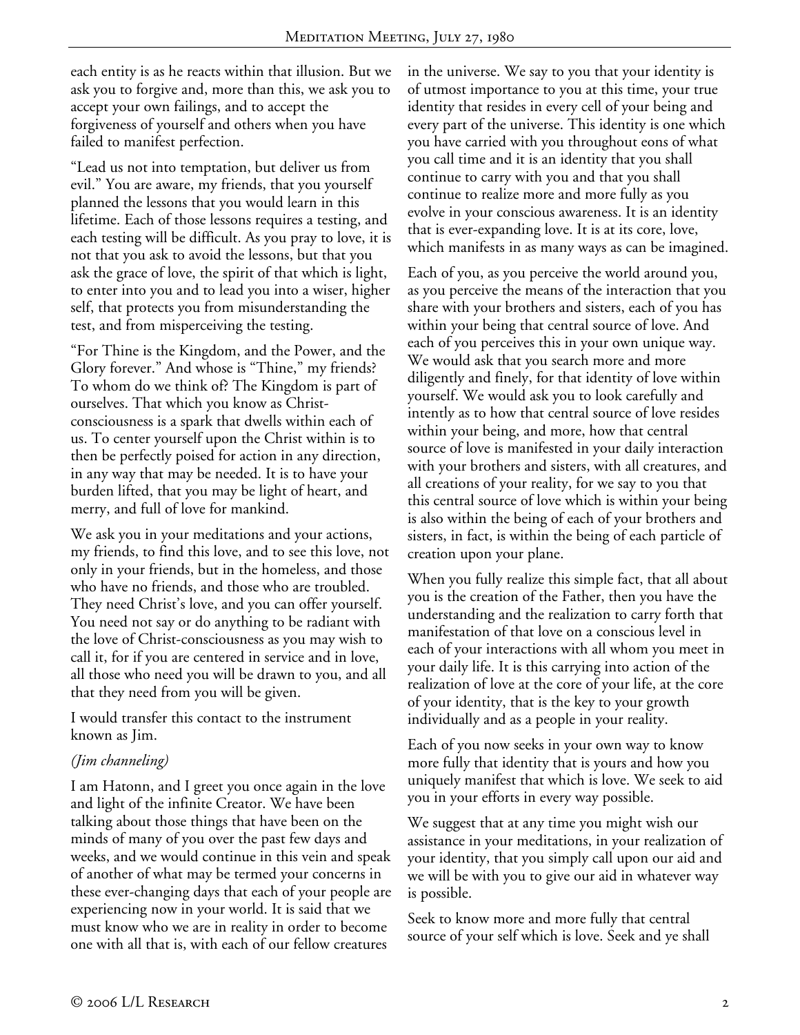each entity is as he reacts within that illusion. But we ask you to forgive and, more than this, we ask you to accept your own failings, and to accept the forgiveness of yourself and others when you have failed to manifest perfection.

"Lead us not into temptation, but deliver us from evil." You are aware, my friends, that you yourself planned the lessons that you would learn in this lifetime. Each of those lessons requires a testing, and each testing will be difficult. As you pray to love, it is not that you ask to avoid the lessons, but that you ask the grace of love, the spirit of that which is light, to enter into you and to lead you into a wiser, higher self, that protects you from misunderstanding the test, and from misperceiving the testing.

"For Thine is the Kingdom, and the Power, and the Glory forever." And whose is "Thine," my friends? To whom do we think of? The Kingdom is part of ourselves. That which you know as Christ-consciousness is a spark that dwells within each of us. To center yourself upon the Christ within is to then be perfectly poised for action in any direction, in any way that may be needed. It is to have your burden lifted, that you may be light of heart, and merry, and full of love for mankind.

We ask you in your meditations and your actions, my friends, to find this love, and to see this love, not only in your friends, but in the homeless, and those who have no friends, and those who are troubled. They need Christ's love, and you can offer yourself. You need not say or do anything to be radiant with the love of Christ-consciousness as you may wish to call it, for if you are centered in service and in love, all those who need you will be drawn to you, and all that they need from you will be given.

I would transfer this contact to the instrument known as Jim.

*(Jim channeling)*

I am Hatonn, and I greet you once again in the love and light of the infinite Creator. We have been talking about those things that have been on the minds of many of you over the past few days and weeks, and we would continue in this vein and speak of another of what may be termed your concerns in these ever-changing days that each of your people are experiencing now in your world. It is said that we must know who we are in reality in order to become one with all that is, with each of our fellow creatures in the universe. We say to you that your identity is of utmost importance to you at this time, your true identity that resides in every cell of your being and every part of the universe. This identity is one which you have carried with you throughout eons of what you call time and it is an identity that you shall continue to carry with you and that you shall continue to realize more and more fully as you evolve in your conscious awareness. It is an identity that is ever-expanding love. It is at its core, love, which manifests in as many ways as can be imagined.

Each of you, as you perceive the world around you, as you perceive the means of the interaction that you share with your brothers and sisters, each of you has within your being that central source of love. And each of you perceives this in your own unique way. We would ask that you search more and more diligently and finely, for that identity of love within yourself. We would ask you to look carefully and intently as to how that central source of love resides within your being, and more, how that central source of love is manifested in your daily interaction with your brothers and sisters, with all creatures, and all creations of your reality, for we say to you that this central source of love which is within your being is also within the being of each of your brothers and sisters, in fact, is within the being of each particle of creation upon your plane.

When you fully realize this simple fact, that all about you is the creation of the Father, then you have the understanding and the realization to carry forth that manifestation of that love on a conscious level in each of your interactions with all whom you meet in your daily life. It is this carrying into action of the realization of love at the core of your life, at the core of your identity, that is the key to your growth individually and as a people in your reality.

Each of you now seeks in your own way to know more fully that identity that is yours and how you uniquely manifest that which is love. We seek to aid you in your efforts in every way possible.

We suggest that at any time you might wish our assistance in your meditations, in your realization of your identity, that you simply call upon our aid and we will be with you to give our aid in whatever way is possible.

Seek to know more and more fully that central source of your self which is love. Seek and ye shall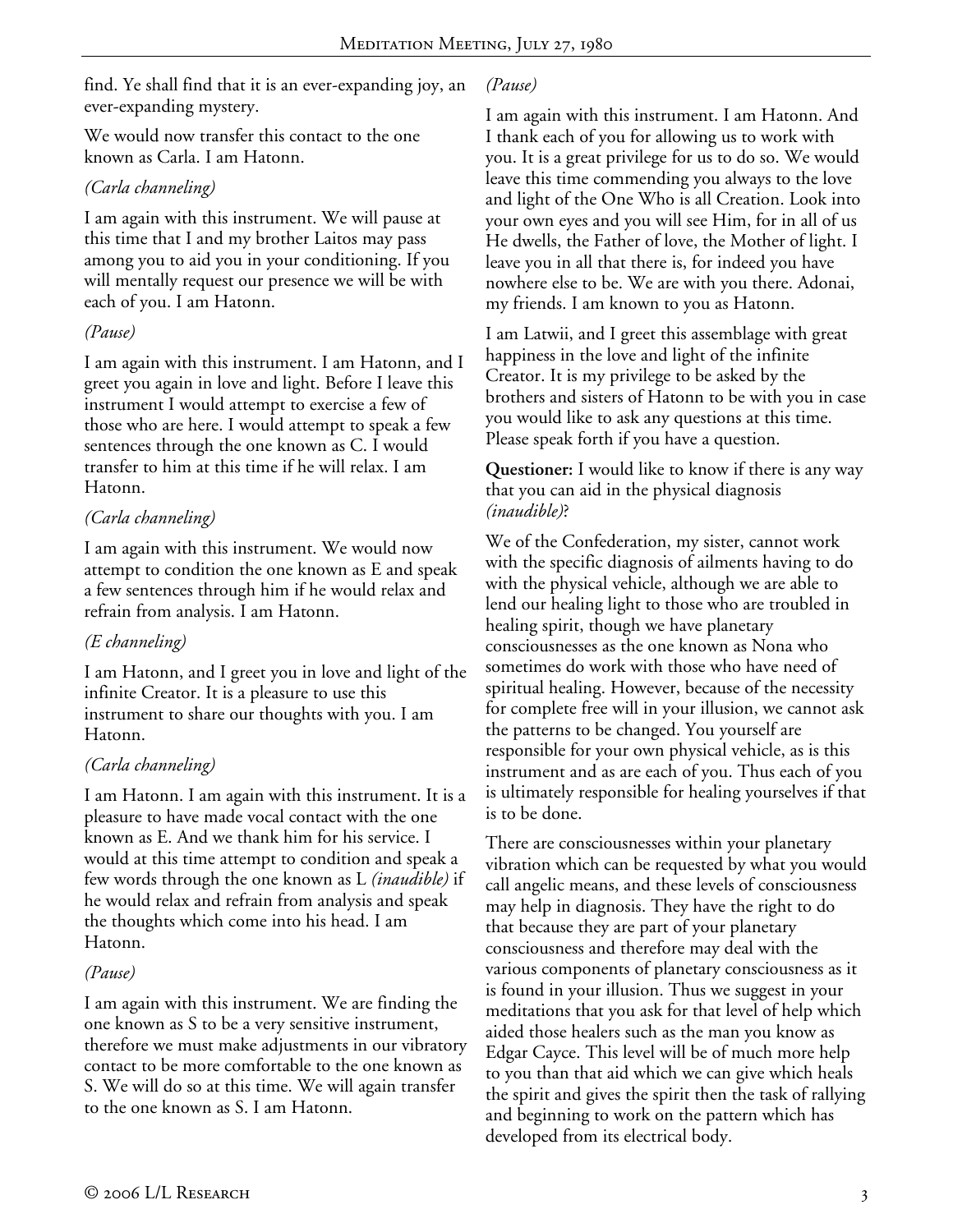find. Ye shall find that it is an ever-expanding joy, an ever-expanding mystery.

We would now transfer this contact to the one known as Carla. I am Hatonn.

*(Carla channeling)*

I am again with this instrument. We will pause at this time that I and my brother Laitos may pass among you to aid you in your conditioning. If you will mentally request our presence we will be with each of you. I am Hatonn.

*(Pause)*

I am again with this instrument. I am Hatonn, and I greet you again in love and light. Before I leave this instrument I would attempt to exercise a few of those who are here. I would attempt to speak a few sentences through the one known as C. I would transfer to him at this time if he will relax. I am Hatonn.

*(Carla channeling)*

I am again with this instrument. We would now attempt to condition the one known as E and speak a few sentences through him if he would relax and refrain from analysis. I am Hatonn.

*(E channeling)*

I am Hatonn, and I greet you in love and light of the infinite Creator. It is a pleasure to use this instrument to share our thoughts with you. I am Hatonn.

*(Carla channeling)*

I am Hatonn. I am again with this instrument. It is a pleasure to have made vocal contact with the one known as E. And we thank him for his service. I would at this time attempt to condition and speak a few words through the one known as L *(inaudible)* if he would relax and refrain from analysis and speak the thoughts which come into his head. I am Hatonn.

*(Pause)*

I am again with this instrument. We are finding the one known as S to be a very sensitive instrument, therefore we must make adjustments in our vibratory contact to be more comfortable to the one known as S. We will do so at this time. We will again transfer to the one known as S. I am Hatonn.

*(Pause)*

I am again with this instrument. I am Hatonn. And I thank each of you for allowing us to work with you. It is a great privilege for us to do so. We would leave this time commending you always to the love and light of the One Who is all Creation. Look into your own eyes and you will see Him, for in all of us He dwells, the Father of love, the Mother of light. I leave you in all that there is, for indeed you have nowhere else to be. We are with you there. Adonai, my friends. I am known to you as Hatonn.

I am Latwii, and I greet this assemblage with great happiness in the love and light of the infinite Creator. It is my privilege to be asked by the brothers and sisters of Hatonn to be with you in case you would like to ask any questions at this time. Please speak forth if you have a question.

**Questioner:** I would like to know if there is any way that you can aid in the physical diagnosis *(inaudible)*?

We of the Confederation, my sister, cannot work with the specific diagnosis of ailments having to do with the physical vehicle, although we are able to lend our healing light to those who are troubled in healing spirit, though we have planetary consciousnesses as the one known as Nona who sometimes do work with those who have need of spiritual healing. However, because of the necessity for complete free will in your illusion, we cannot ask the patterns to be changed. You yourself are responsible for your own physical vehicle, as is this instrument and as are each of you. Thus each of you is ultimately responsible for healing yourselves if that is to be done.

There are consciousnesses within your planetary vibration which can be requested by what you would call angelic means, and these levels of consciousness may help in diagnosis. They have the right to do that because they are part of your planetary consciousness and therefore may deal with the various components of planetary consciousness as it is found in your illusion. Thus we suggest in your meditations that you ask for that level of help which aided those healers such as the man you know as Edgar Cayce. This level will be of much more help to you than that aid which we can give which heals the spirit and gives the spirit then the task of rallying and beginning to work on the pattern which has developed from its electrical body.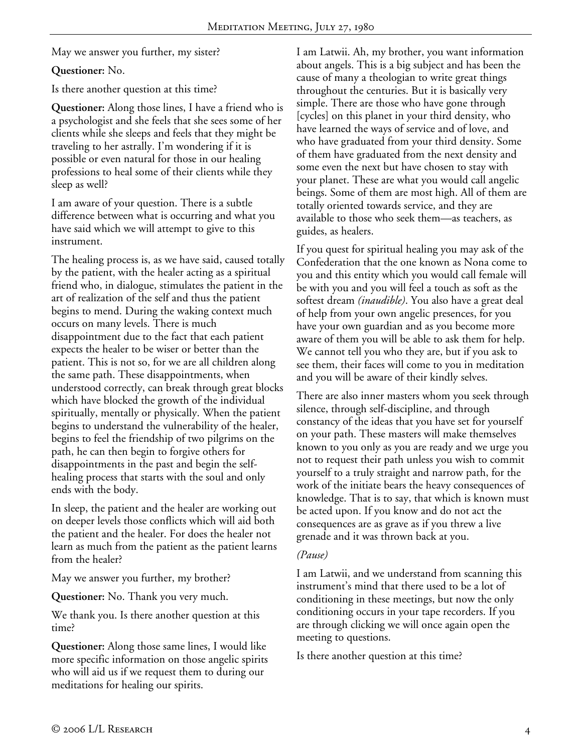May we answer you further, my sister?

**Questioner:** No.

Is there another question at this time?

**Questioner:** Along those lines, I have a friend who is a psychologist and she feels that she sees some of her clients while she sleeps and feels that they might be traveling to her astrally. I'm wondering if it is possible or even natural for those in our healing professions to heal some of their clients while they sleep as well?

I am aware of your question. There is a subtle difference between what is occurring and what you have said which we will attempt to give to this instrument.

The healing process is, as we have said, caused totally by the patient, with the healer acting as a spiritual friend who, in dialogue, stimulates the patient in the art of realization of the self and thus the patient begins to mend. During the waking context much occurs on many levels. There is much disappointment due to the fact that each patient expects the healer to be wiser or better than the patient. This is not so, for we are all children along the same path. These disappointments, when understood correctly, can break through great blocks which have blocked the growth of the individual spiritually, mentally or physically. When the patient begins to understand the vulnerability of the healer, begins to feel the friendship of two pilgrims on the path, he can then begin to forgive others for disappointments in the past and begin the self-healing process that starts with the soul and only ends with the body.

In sleep, the patient and the healer are working out on deeper levels those conflicts which will aid both the patient and the healer. For does the healer not learn as much from the patient as the patient learns from the healer?

May we answer you further, my brother?

**Questioner:** No. Thank you very much.

We thank you. Is there another question at this time?

**Questioner:** Along those same lines, I would like more specific information on those angelic spirits who will aid us if we request them to during our meditations for healing our spirits.

I am Latwii. Ah, my brother, you want information about angels. This is a big subject and has been the cause of many a theologian to write great things throughout the centuries. But it is basically very simple. There are those who have gone through [cycles] on this planet in your third density, who have learned the ways of service and of love, and who have graduated from your third density. Some of them have graduated from the next density and some even the next but have chosen to stay with your planet. These are what you would call angelic beings. Some of them are most high. All of them are totally oriented towards service, and they are available to those who seek them—as teachers, as guides, as healers.

If you quest for spiritual healing you may ask of the Confederation that the one known as Nona come to you and this entity which you would call female will be with you and you will feel a touch as soft as the softest dream *(inaudible)*. You also have a great deal of help from your own angelic presences, for you have your own guardian and as you become more aware of them you will be able to ask them for help. We cannot tell you who they are, but if you ask to see them, their faces will come to you in meditation and you will be aware of their kindly selves.

There are also inner masters whom you seek through silence, through self-discipline, and through constancy of the ideas that you have set for yourself on your path. These masters will make themselves known to you only as you are ready and we urge you not to request their path unless you wish to commit yourself to a truly straight and narrow path, for the work of the initiate bears the heavy consequences of knowledge. That is to say, that which is known must be acted upon. If you know and do not act the consequences are as grave as if you threw a live grenade and it was thrown back at you.

*(Pause)*

I am Latwii, and we understand from scanning this instrument's mind that there used to be a lot of conditioning in these meetings, but now the only conditioning occurs in your tape recorders. If you are through clicking we will once again open the meeting to questions.

Is there another question at this time?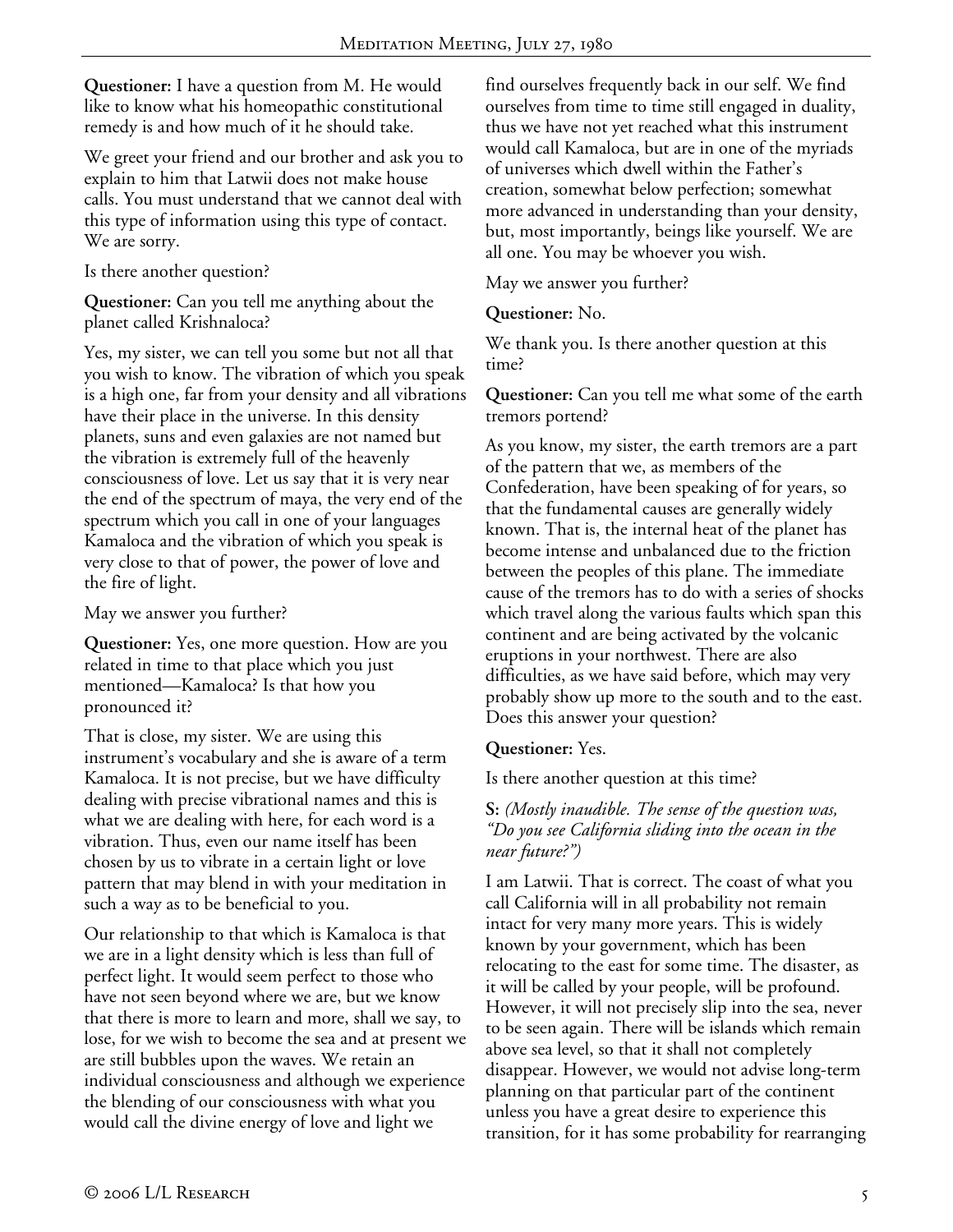**Questioner:** I have a question from M. He would like to know what his homeopathic constitutional remedy is and how much of it he should take.

We greet your friend and our brother and ask you to explain to him that Latwii does not make house calls. You must understand that we cannot deal with this type of information using this type of contact. We are sorry.

Is there another question?

**Questioner:** Can you tell me anything about the planet called Krishnaloca?

Yes, my sister, we can tell you some but not all that you wish to know. The vibration of which you speak is a high one, far from your density and all vibrations have their place in the universe. In this density planets, suns and even galaxies are not named but the vibration is extremely full of the heavenly consciousness of love. Let us say that it is very near the end of the spectrum of maya, the very end of the spectrum which you call in one of your languages Kamaloca and the vibration of which you speak is very close to that of power, the power of love and the fire of light.

May we answer you further?

**Questioner:** Yes, one more question. How are you related in time to that place which you just mentioned—Kamaloca? Is that how you pronounced it?

That is close, my sister. We are using this instrument's vocabulary and she is aware of a term Kamaloca. It is not precise, but we have difficulty dealing with precise vibrational names and this is what we are dealing with here, for each word is a vibration. Thus, even our name itself has been chosen by us to vibrate in a certain light or love pattern that may blend in with your meditation in such a way as to be beneficial to you.

Our relationship to that which is Kamaloca is that we are in a light density which is less than full of perfect light. It would seem perfect to those who have not seen beyond where we are, but we know that there is more to learn and more, shall we say, to lose, for we wish to become the sea and at present we are still bubbles upon the waves. We retain an individual consciousness and although we experience the blending of our consciousness with what you would call the divine energy of love and light we find ourselves frequently back in our self. We find ourselves from time to time still engaged in duality, thus we have not yet reached what this instrument would call Kamaloca, but are in one of the myriads of universes which dwell within the Father's creation, somewhat below perfection; somewhat more advanced in understanding than your density, but, most importantly, beings like yourself. We are all one. You may be whoever you wish.

May we answer you further?

**Questioner:** No.

We thank you. Is there another question at this time?

**Questioner:** Can you tell me what some of the earth tremors portend?

As you know, my sister, the earth tremors are a part of the pattern that we, as members of the Confederation, have been speaking of for years, so that the fundamental causes are generally widely known. That is, the internal heat of the planet has become intense and unbalanced due to the friction between the peoples of this plane. The immediate cause of the tremors has to do with a series of shocks which travel along the various faults which span this continent and are being activated by the volcanic eruptions in your northwest. There are also difficulties, as we have said before, which may very probably show up more to the south and to the east. Does this answer your question?

**Questioner:** Yes.

Is there another question at this time?

**S:** *(Mostly inaudible. The sense of the question was, "Do you see California sliding into the ocean in the near future?")*

I am Latwii. That is correct. The coast of what you call California will in all probability not remain intact for very many more years. This is widely known by your government, which has been relocating to the east for some time. The disaster, as it will be called by your people, will be profound. However, it will not precisely slip into the sea, never to be seen again. There will be islands which remain above sea level, so that it shall not completely disappear. However, we would not advise long-term planning on that particular part of the continent unless you have a great desire to experience this transition, for it has some probability for rearranging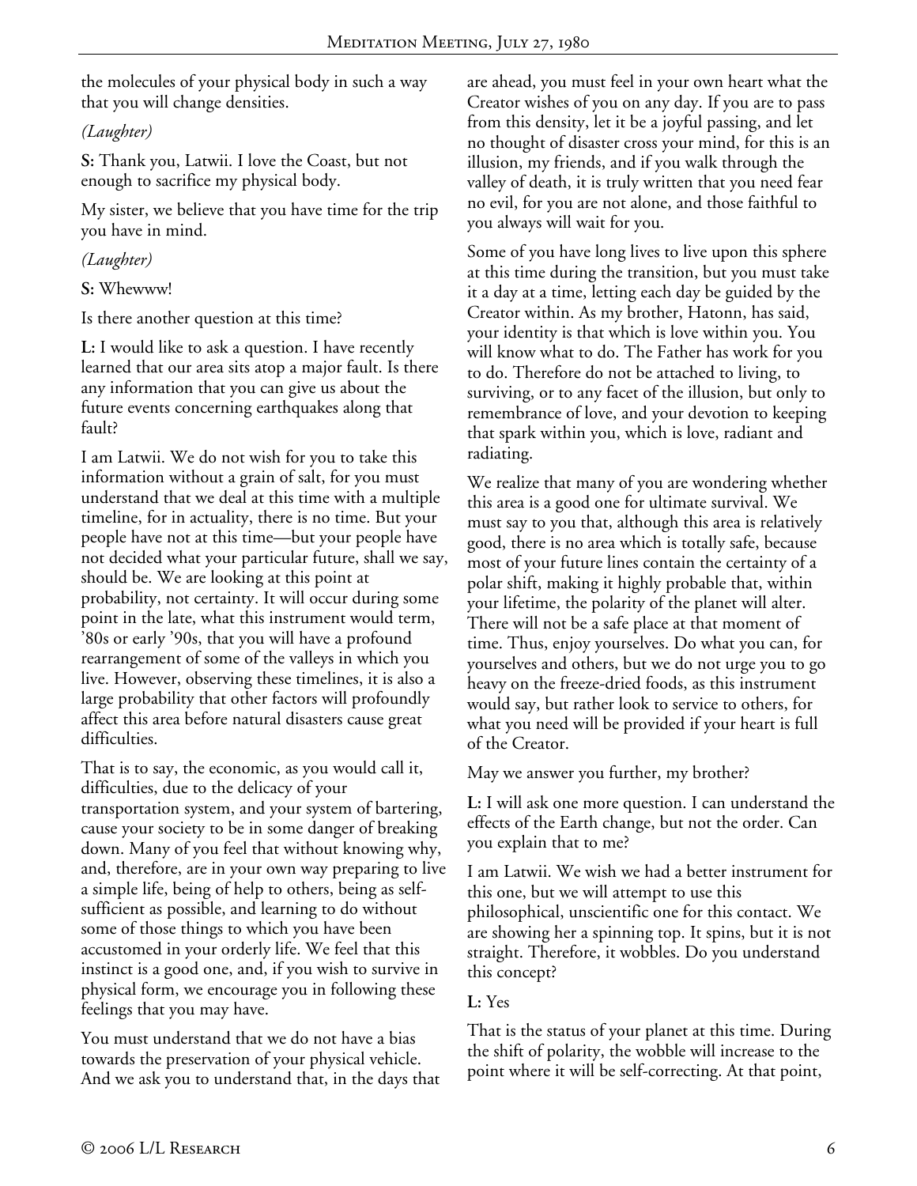the molecules of your physical body in such a way that you will change densities.

*(Laughter)*

**S:** Thank you, Latwii. I love the Coast, but not enough to sacrifice my physical body.

My sister, we believe that you have time for the trip you have in mind.

*(Laughter)*

**S:** Whewww!

Is there another question at this time?

**L:** I would like to ask a question. I have recently learned that our area sits atop a major fault. Is there any information that you can give us about the future events concerning earthquakes along that fault?

I am Latwii. We do not wish for you to take this information without a grain of salt, for you must understand that we deal at this time with a multiple timeline, for in actuality, there is no time. But your people have not at this time—but your people have not decided what your particular future, shall we say, should be. We are looking at this point at probability, not certainty. It will occur during some point in the late, what this instrument would term, '80s or early '90s, that you will have a profound rearrangement of some of the valleys in which you live. However, observing these timelines, it is also a large probability that other factors will profoundly affect this area before natural disasters cause great difficulties.

That is to say, the economic, as you would call it, difficulties, due to the delicacy of your transportation system, and your system of bartering, cause your society to be in some danger of breaking down. Many of you feel that without knowing why, and, therefore, are in your own way preparing to live a simple life, being of help to others, being as self-sufficient as possible, and learning to do without some of those things to which you have been accustomed in your orderly life. We feel that this instinct is a good one, and, if you wish to survive in physical form, we encourage you in following these feelings that you may have.

You must understand that we do not have a bias towards the preservation of your physical vehicle. And we ask you to understand that, in the days that are ahead, you must feel in your own heart what the Creator wishes of you on any day. If you are to pass from this density, let it be a joyful passing, and let no thought of disaster cross your mind, for this is an illusion, my friends, and if you walk through the valley of death, it is truly written that you need fear no evil, for you are not alone, and those faithful to you always will wait for you.

Some of you have long lives to live upon this sphere at this time during the transition, but you must take it a day at a time, letting each day be guided by the Creator within. As my brother, Hatonn, has said, your identity is that which is love within you. You will know what to do. The Father has work for you to do. Therefore do not be attached to living, to surviving, or to any facet of the illusion, but only to remembrance of love, and your devotion to keeping that spark within you, which is love, radiant and radiating.

We realize that many of you are wondering whether this area is a good one for ultimate survival. We must say to you that, although this area is relatively good, there is no area which is totally safe, because most of your future lines contain the certainty of a polar shift, making it highly probable that, within your lifetime, the polarity of the planet will alter. There will not be a safe place at that moment of time. Thus, enjoy yourselves. Do what you can, for yourselves and others, but we do not urge you to go heavy on the freeze-dried foods, as this instrument would say, but rather look to service to others, for what you need will be provided if your heart is full of the Creator.

May we answer you further, my brother?

**L:** I will ask one more question. I can understand the effects of the Earth change, but not the order. Can you explain that to me?

I am Latwii. We wish we had a better instrument for this one, but we will attempt to use this philosophical, unscientific one for this contact. We are showing her a spinning top. It spins, but it is not straight. Therefore, it wobbles. Do you understand this concept?

**L:** Yes

That is the status of your planet at this time. During the shift of polarity, the wobble will increase to the point where it will be self-correcting. At that point,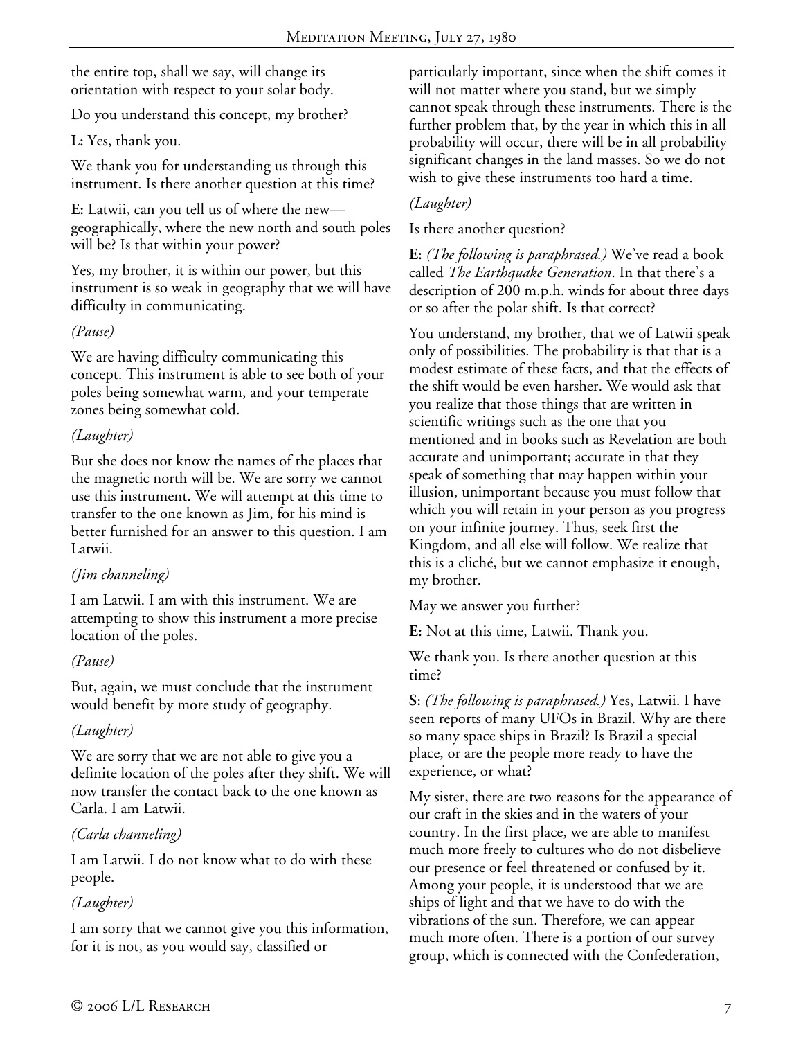the entire top, shall we say, will change its orientation with respect to your solar body.

Do you understand this concept, my brother?

**L:** Yes, thank you.

We thank you for understanding us through this instrument. Is there another question at this time?

**E:** Latwii, can you tell us of where the new—geographically, where the new north and south poles will be? Is that within your power?

Yes, my brother, it is within our power, but this instrument is so weak in geography that we will have difficulty in communicating.

*(Pause)*

We are having difficulty communicating this concept. This instrument is able to see both of your poles being somewhat warm, and your temperate zones being somewhat cold.

*(Laughter)*

But she does not know the names of the places that the magnetic north will be. We are sorry we cannot use this instrument. We will attempt at this time to transfer to the one known as Jim, for his mind is better furnished for an answer to this question. I am Latwii.

*(Jim channeling)*

I am Latwii. I am with this instrument. We are attempting to show this instrument a more precise location of the poles.

*(Pause)*

But, again, we must conclude that the instrument would benefit by more study of geography.

*(Laughter)*

We are sorry that we are not able to give you a definite location of the poles after they shift. We will now transfer the contact back to the one known as Carla. I am Latwii.

*(Carla channeling)*

I am Latwii. I do not know what to do with these people.

*(Laughter)*

I am sorry that we cannot give you this information, for it is not, as you would say, classified or particularly important, since when the shift comes it will not matter where you stand, but we simply cannot speak through these instruments. There is the further problem that, by the year in which this in all probability will occur, there will be in all probability significant changes in the land masses. So we do not wish to give these instruments too hard a time.

*(Laughter)*

Is there another question?

**E:** *(The following is paraphrased.)* We've read a book called *The Earthquake Generation*. In that there's a description of 200 m.p.h. winds for about three days or so after the polar shift. Is that correct?

You understand, my brother, that we of Latwii speak only of possibilities. The probability is that that is a modest estimate of these facts, and that the effects of the shift would be even harsher. We would ask that you realize that those things that are written in scientific writings such as the one that you mentioned and in books such as Revelation are both accurate and unimportant; accurate in that they speak of something that may happen within your illusion, unimportant because you must follow that which you will retain in your person as you progress on your infinite journey. Thus, seek first the Kingdom, and all else will follow. We realize that this is a cliché, but we cannot emphasize it enough, my brother.

May we answer you further?

**E:** Not at this time, Latwii. Thank you.

We thank you. Is there another question at this time?

**S:** *(The following is paraphrased.)* Yes, Latwii. I have seen reports of many UFOs in Brazil. Why are there so many space ships in Brazil? Is Brazil a special place, or are the people more ready to have the experience, or what?

My sister, there are two reasons for the appearance of our craft in the skies and in the waters of your country. In the first place, we are able to manifest much more freely to cultures who do not disbelieve our presence or feel threatened or confused by it. Among your people, it is understood that we are ships of light and that we have to do with the vibrations of the sun. Therefore, we can appear much more often. There is a portion of our survey group, which is connected with the Confederation,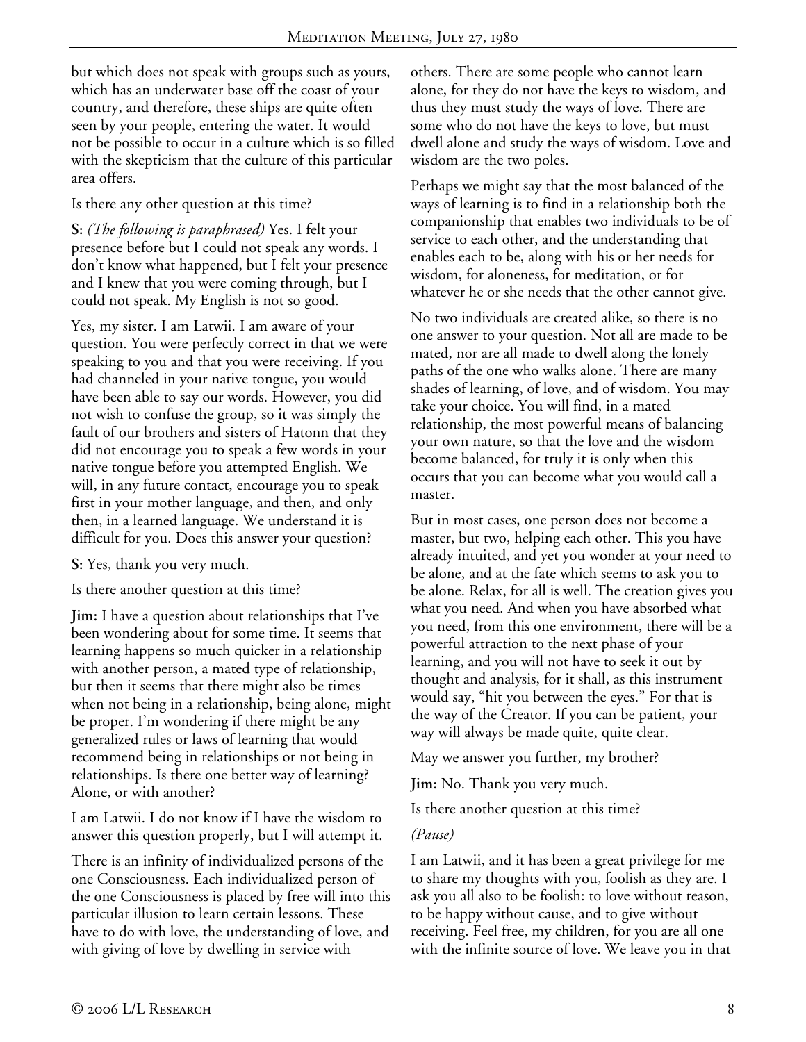but which does not speak with groups such as yours, which has an underwater base off the coast of your country, and therefore, these ships are quite often seen by your people, entering the water. It would not be possible to occur in a culture which is so filled with the skepticism that the culture of this particular area offers.

Is there any other question at this time?

**S:** *(The following is paraphrased)* Yes. I felt your presence before but I could not speak any words. I don't know what happened, but I felt your presence and I knew that you were coming through, but I could not speak. My English is not so good.

Yes, my sister. I am Latwii. I am aware of your question. You were perfectly correct in that we were speaking to you and that you were receiving. If you had channeled in your native tongue, you would have been able to say our words. However, you did not wish to confuse the group, so it was simply the fault of our brothers and sisters of Hatonn that they did not encourage you to speak a few words in your native tongue before you attempted English. We will, in any future contact, encourage you to speak first in your mother language, and then, and only then, in a learned language. We understand it is difficult for you. Does this answer your question?

**S:** Yes, thank you very much.

Is there another question at this time?

**Jim:** I have a question about relationships that I've been wondering about for some time. It seems that learning happens so much quicker in a relationship with another person, a mated type of relationship, but then it seems that there might also be times when not being in a relationship, being alone, might be proper. I'm wondering if there might be any generalized rules or laws of learning that would recommend being in relationships or not being in relationships. Is there one better way of learning? Alone, or with another?

I am Latwii. I do not know if I have the wisdom to answer this question properly, but I will attempt it.

There is an infinity of individualized persons of the one Consciousness. Each individualized person of the one Consciousness is placed by free will into this particular illusion to learn certain lessons. These have to do with love, the understanding of love, and with giving of love by dwelling in service with others. There are some people who cannot learn alone, for they do not have the keys to wisdom, and thus they must study the ways of love. There are some who do not have the keys to love, but must dwell alone and study the ways of wisdom. Love and wisdom are the two poles.

Perhaps we might say that the most balanced of the ways of learning is to find in a relationship both the companionship that enables two individuals to be of service to each other, and the understanding that enables each to be, along with his or her needs for wisdom, for aloneness, for meditation, or for whatever he or she needs that the other cannot give.

No two individuals are created alike, so there is no one answer to your question. Not all are made to be mated, nor are all made to dwell along the lonely paths of the one who walks alone. There are many shades of learning, of love, and of wisdom. You may take your choice. You will find, in a mated relationship, the most powerful means of balancing your own nature, so that the love and the wisdom become balanced, for truly it is only when this occurs that you can become what you would call a master.

But in most cases, one person does not become a master, but two, helping each other. This you have already intuited, and yet you wonder at your need to be alone, and at the fate which seems to ask you to be alone. Relax, for all is well. The creation gives you what you need. And when you have absorbed what you need, from this one environment, there will be a powerful attraction to the next phase of your learning, and you will not have to seek it out by thought and analysis, for it shall, as this instrument would say, "hit you between the eyes." For that is the way of the Creator. If you can be patient, your way will always be made quite, quite clear.

May we answer you further, my brother?

**Jim:** No. Thank you very much.

Is there another question at this time?

*(Pause)*

I am Latwii, and it has been a great privilege for me to share my thoughts with you, foolish as they are. I ask you all also to be foolish: to love without reason, to be happy without cause, and to give without receiving. Feel free, my children, for you are all one with the infinite source of love. We leave you in that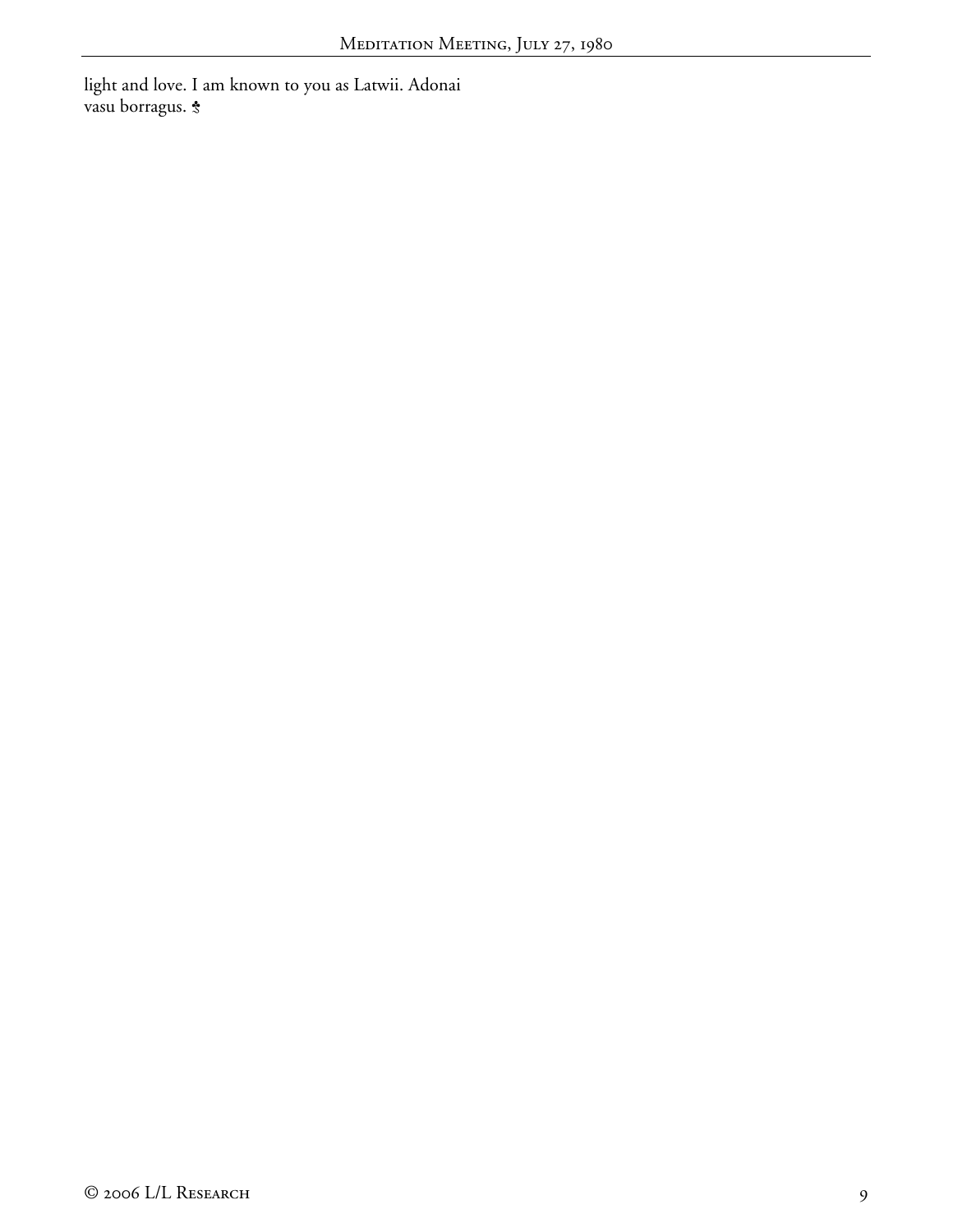light and love. I am known to you as Latwii. Adonai vasu borragus. ☥